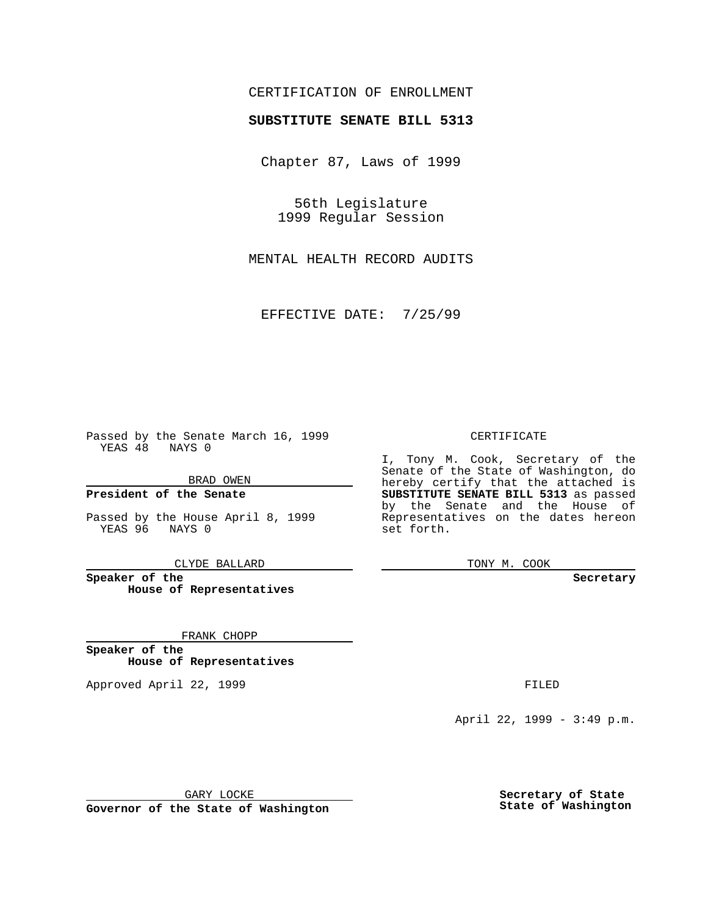CERTIFICATION OF ENROLLMENT

**SUBSTITUTE SENATE BILL 5313**

Chapter 87, Laws of 1999

56th Legislature
1999 Regular Session

MENTAL HEALTH RECORD AUDITS

EFFECTIVE DATE: 7/25/99

Passed by the Senate March 16, 1999
YEAS 48 NAYS 0

BRAD OWEN

**President of the Senate**

Passed by the House April 8, 1999
YEAS 96 NAYS 0

CLYDE BALLARD

**Speaker of the House of Representatives**

FRANK CHOPP

**Speaker of the House of Representatives**

Approved April 22, 1999

GARY LOCKE

**Governor of the State of Washington**

CERTIFICATE

I, Tony M. Cook, Secretary of the Senate of the State of Washington, do hereby certify that the attached is **SUBSTITUTE SENATE BILL 5313** as passed by the Senate and the House of Representatives on the dates hereon set forth.

TONY M. COOK

**Secretary**

FILED

April 22, 1999 - 3:49 p.m.

**Secretary of State State of Washington**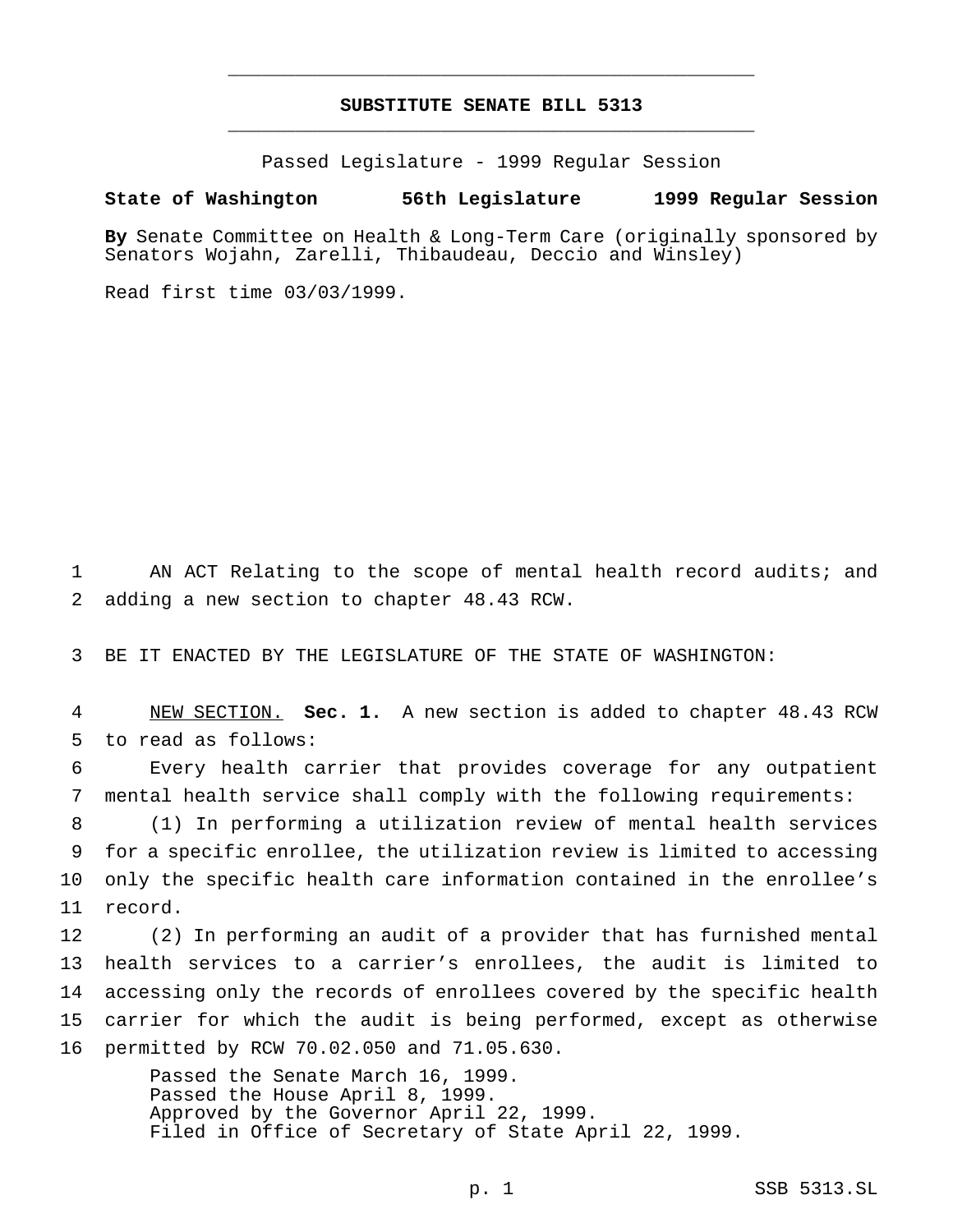# SUBSTITUTE SENATE BILL 5313

Passed Legislature - 1999 Regular Session

**State of Washington 56th Legislature 1999 Regular Session**

**By** Senate Committee on Health & Long-Term Care (originally sponsored by Senators Wojahn, Zarelli, Thibaudeau, Deccio and Winsley)

Read first time 03/03/1999.

AN ACT Relating to the scope of mental health record audits; and adding a new section to chapter 48.43 RCW.

BE IT ENACTED BY THE LEGISLATURE OF THE STATE OF WASHINGTON:

NEW SECTION. **Sec. 1.** A new section is added to chapter 48.43 RCW to read as follows:

Every health carrier that provides coverage for any outpatient mental health service shall comply with the following requirements:

(1) In performing a utilization review of mental health services for a specific enrollee, the utilization review is limited to accessing only the specific health care information contained in the enrollee's record.

(2) In performing an audit of a provider that has furnished mental health services to a carrier's enrollees, the audit is limited to accessing only the records of enrollees covered by the specific health carrier for which the audit is being performed, except as otherwise permitted by RCW 70.02.050 and 71.05.630.

Passed the Senate March 16, 1999.
Passed the House April 8, 1999.
Approved by the Governor April 22, 1999.
Filed in Office of Secretary of State April 22, 1999.